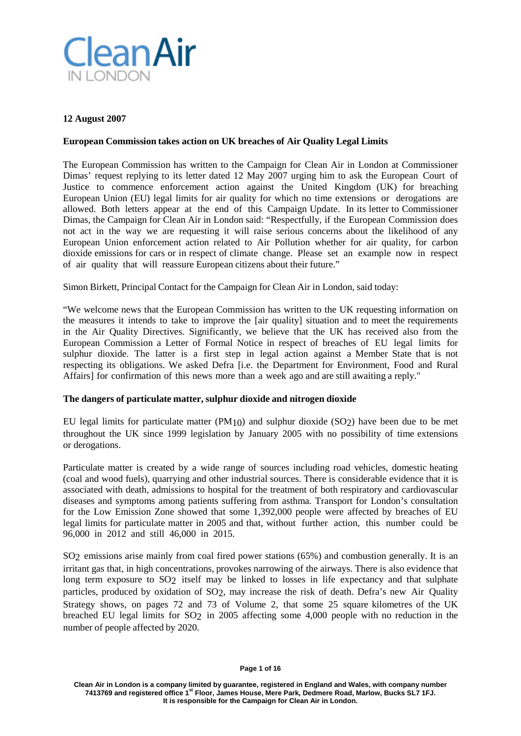**12 August 2007**

**European Commission takes action on UK breaches of Air Quality Legal Limits**

The European Commission has written to the Campaign for Clean Air in London at Commissioner Dimas' request replying to its letter dated 12 May 2007 urging him to ask the European Court of Justice to commence enforcement action against the United Kingdom (UK) for breaching European Union (EU) legal limits for air quality for which no time extensions or derogations are allowed. Both letters appear at the end of this Campaign Update. In its letter to Commissioner Dimas, the Campaign for Clean Air in London said: "Respectfully, if the European Commission does not act in the way we are requesting it will raise serious concerns about the likelihood of any European Union enforcement action related to Air Pollution whether for air quality, for carbon dioxide emissions for cars or in respect of climate change. Please set an example now in respect of air quality that will reassure European citizens about their future."

Simon Birkett, Principal Contact for the Campaign for Clean Air in London, said today:

"We welcome news that the European Commission has written to the UK requesting information on the measures it intends to take to improve the [air quality] situation and to meet the requirements in the Air Quality Directives. Significantly, we believe that the UK has received also from the European Commission a Letter of Formal Notice in respect of breaches of EU legal limits for sulphur dioxide. The latter is a first step in legal action against a Member State that is not respecting its obligations. We asked Defra [i.e. the Department for Environment, Food and Rural Affairs] for confirmation of this news more than a week ago and are still awaiting a reply."

**The dangers of particulate matter, sulphur dioxide and nitrogen dioxide**

EU legal limits for particulate matter ($PM_{10}$) and sulphur dioxide ($SO_2$) have been due to be met throughout the UK since 1999 legislation by January 2005 with no possibility of time extensions or derogations.

Particulate matter is created by a wide range of sources including road vehicles, domestic heating (coal and wood fuels), quarrying and other industrial sources. There is considerable evidence that it is associated with death, admissions to hospital for the treatment of both respiratory and cardiovascular diseases and symptoms among patients suffering from asthma. Transport for London's consultation for the Low Emission Zone showed that some 1,392,000 people were affected by breaches of EU legal limits for particulate matter in 2005 and that, without further action, this number could be 96,000 in 2012 and still 46,000 in 2015.

$SO_2$ emissions arise mainly from coal fired power stations (65%) and combustion generally. It is an irritant gas that, in high concentrations, provokes narrowing of the airways. There is also evidence that long term exposure to $SO_2$ itself may be linked to losses in life expectancy and that sulphate particles, produced by oxidation of $SO_2$, may increase the risk of death. Defra's new Air Quality Strategy shows, on pages 72 and 73 of Volume 2, that some 25 square kilometres of the UK breached EU legal limits for $SO_2$ in 2005 affecting some 4,000 people with no reduction in the number of people affected by 2020.

Clean Air in London is a company limited by guarantee, registered in England and Wales, with company number 7413769 and registered office 1[st] Floor, James House, Mere Park, Dedmere Road, Marlow, Bucks SL7 1FJ. It is responsible for the Campaign for Clean Air in London.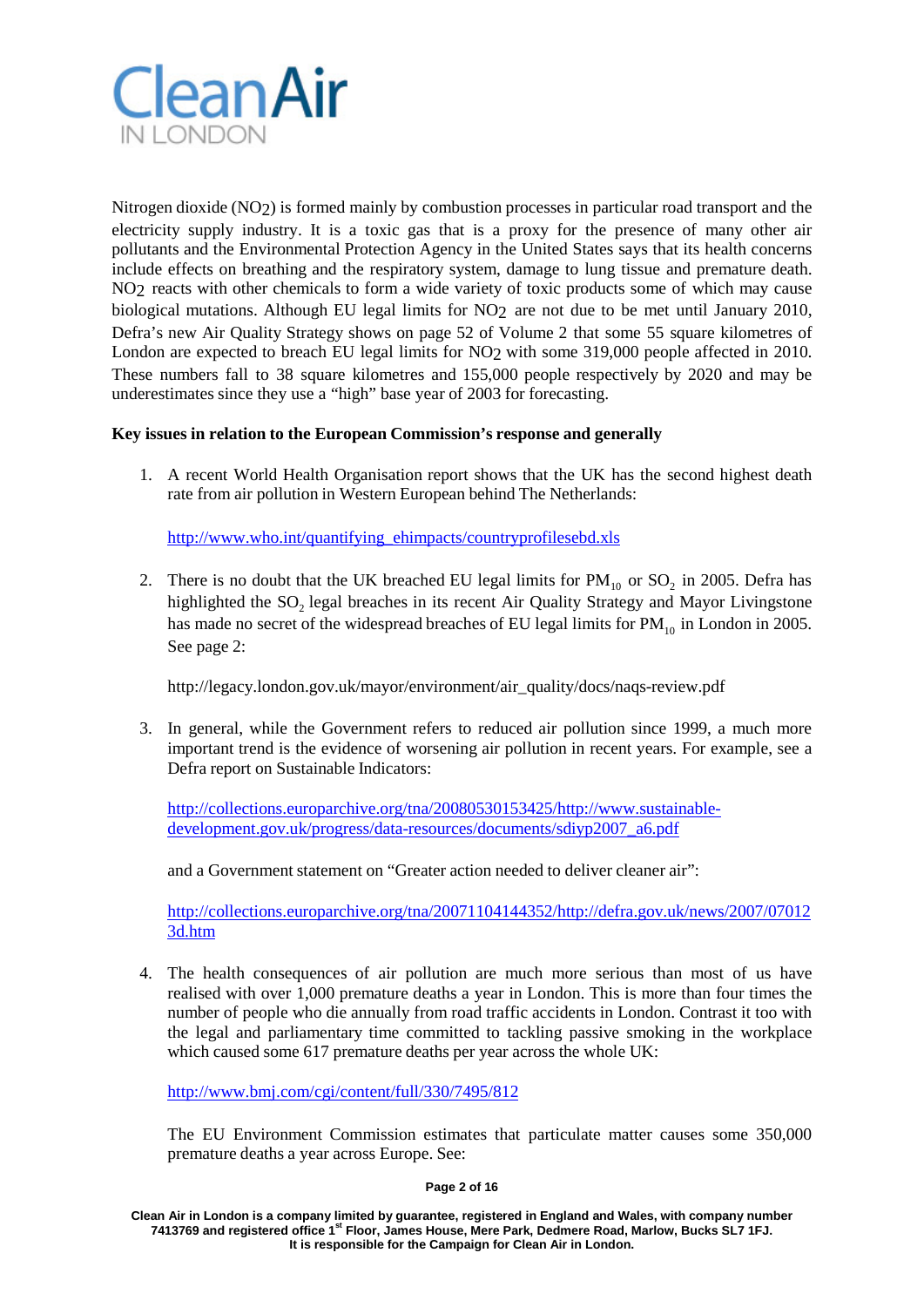Nitrogen dioxide ($NO_2$) is formed mainly by combustion processes in particular road transport and the electricity supply industry. It is a toxic gas that is a proxy for the presence of many other air pollutants and the Environmental Protection Agency in the United States says that its health concerns include effects on breathing and the respiratory system, damage to lung tissue and premature death. $NO_2$ reacts with other chemicals to form a wide variety of toxic products some of which may cause biological mutations. Although EU legal limits for $NO_2$ are not due to be met until January 2010, Defra's new Air Quality Strategy shows on page 52 of Volume 2 that some 55 square kilometres of London are expected to breach EU legal limits for $NO_2$ with some 319,000 people affected in 2010. These numbers fall to 38 square kilometres and 155,000 people respectively by 2020 and may be underestimates since they use a "high" base year of 2003 for forecasting.

**Key issues in relation to the European Commission's response and generally**

1. A recent World Health Organisation report shows that the UK has the second highest death rate from air pollution in Western European behind The Netherlands:

   http://www.who.int/quantifying_ehimpacts/countryprofilesebd.xls

2. There is no doubt that the UK breached EU legal limits for $PM_{10}$ or $SO_2$ in 2005. Defra has highlighted the $SO_2$ legal breaches in its recent Air Quality Strategy and Mayor Livingstone has made no secret of the widespread breaches of EU legal limits for $PM_{10}$ in London in 2005. See page 2:

   http://legacy.london.gov.uk/mayor/environment/air_quality/docs/naqs-review.pdf

3. In general, while the Government refers to reduced air pollution since 1999, a much more important trend is the evidence of worsening air pollution in recent years. For example, see a Defra report on Sustainable Indicators:

   http://collections.europarchive.org/tna/20080530153425/http://www.sustainable-development.gov.uk/progress/data-resources/documents/sdiyp2007_a6.pdf

   and a Government statement on "Greater action needed to deliver cleaner air":

   http://collections.europarchive.org/tna/20071104144352/http://defra.gov.uk/news/2007/070123d.htm

4. The health consequences of air pollution are much more serious than most of us have realised with over 1,000 premature deaths a year in London. This is more than four times the number of people who die annually from road traffic accidents in London. Contrast it too with the legal and parliamentary time committed to tackling passive smoking in the workplace which caused some 617 premature deaths per year across the whole UK:

   http://www.bmj.com/cgi/content/full/330/7495/812

   The EU Environment Commission estimates that particulate matter causes some 350,000 premature deaths a year across Europe. See: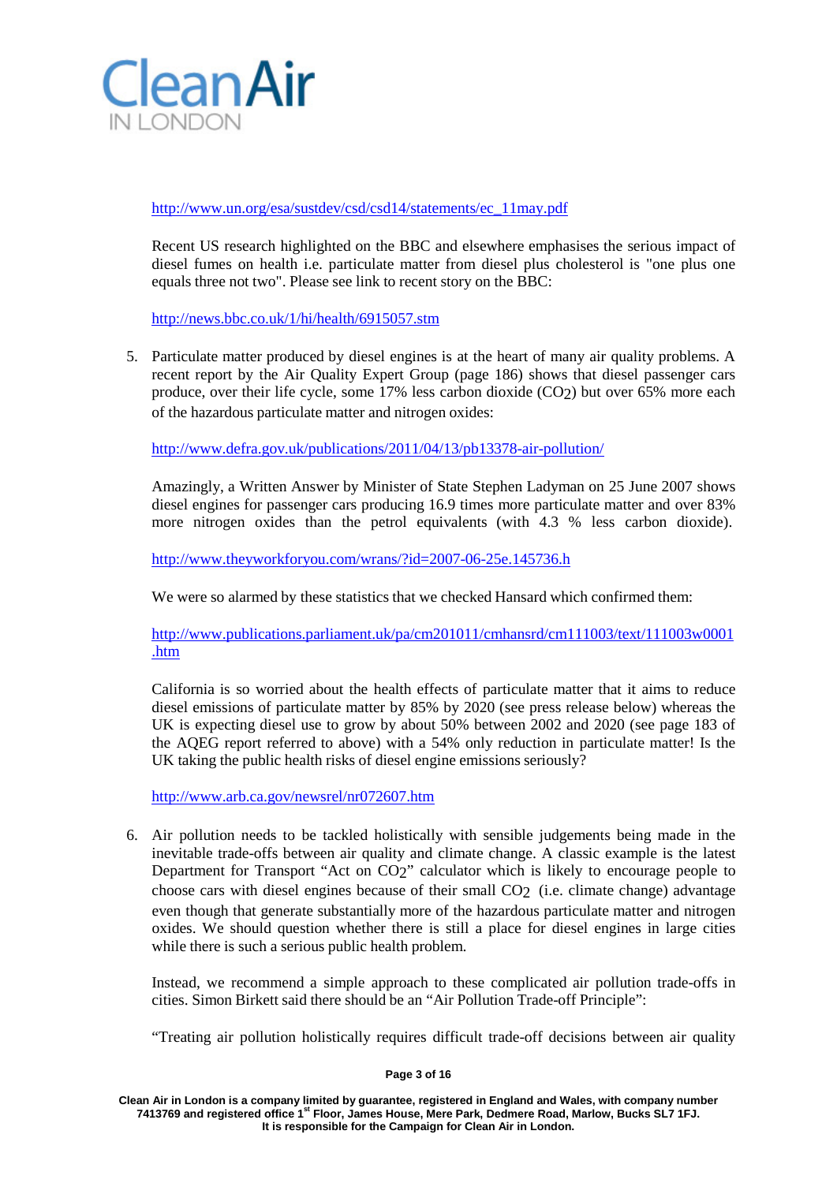http://www.un.org/esa/sustdev/csd/csd14/statements/ec_11may.pdf

Recent US research highlighted on the BBC and elsewhere emphasises the serious impact of diesel fumes on health i.e. particulate matter from diesel plus cholesterol is "one plus one equals three not two". Please see link to recent story on the BBC:

http://news.bbc.co.uk/1/hi/health/6915057.stm

5. Particulate matter produced by diesel engines is at the heart of many air quality problems. A recent report by the Air Quality Expert Group (page 186) shows that diesel passenger cars produce, over their life cycle, some 17% less carbon dioxide ($CO_2$) but over 65% more each of the hazardous particulate matter and nitrogen oxides:

   http://www.defra.gov.uk/publications/2011/04/13/pb13378-air-pollution/

   Amazingly, a Written Answer by Minister of State Stephen Ladyman on 25 June 2007 shows diesel engines for passenger cars producing 16.9 times more particulate matter and over 83% more nitrogen oxides than the petrol equivalents (with 4.3 % less carbon dioxide).

   http://www.theyworkforyou.com/wrans/?id=2007-06-25e.145736.h

   We were so alarmed by these statistics that we checked Hansard which confirmed them:

   http://www.publications.parliament.uk/pa/cm201011/cmhansrd/cm111003/text/111003w0001.htm

   California is so worried about the health effects of particulate matter that it aims to reduce diesel emissions of particulate matter by 85% by 2020 (see press release below) whereas the UK is expecting diesel use to grow by about 50% between 2002 and 2020 (see page 183 of the AQEG report referred to above) with a 54% only reduction in particulate matter! Is the UK taking the public health risks of diesel engine emissions seriously?

   http://www.arb.ca.gov/newsrel/nr072607.htm

6. Air pollution needs to be tackled holistically with sensible judgements being made in the inevitable trade-offs between air quality and climate change. A classic example is the latest Department for Transport "Act on $CO_2$" calculator which is likely to encourage people to choose cars with diesel engines because of their small $CO_2$ (i.e. climate change) advantage even though that generate substantially more of the hazardous particulate matter and nitrogen oxides. We should question whether there is still a place for diesel engines in large cities while there is such a serious public health problem.

   Instead, we recommend a simple approach to these complicated air pollution trade-offs in cities. Simon Birkett said there should be an "Air Pollution Trade-off Principle":

   "Treating air pollution holistically requires difficult trade-off decisions between air quality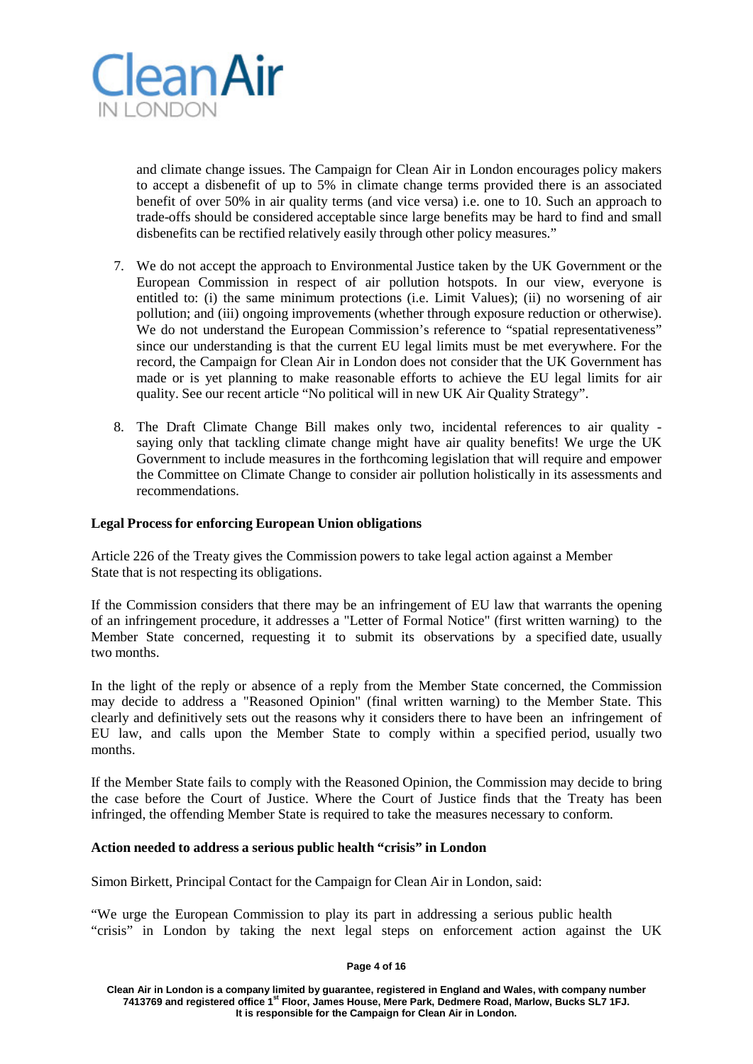and climate change issues. The Campaign for Clean Air in London encourages policy makers to accept a disbenefit of up to 5% in climate change terms provided there is an associated benefit of over 50% in air quality terms (and vice versa) i.e. one to 10. Such an approach to trade-offs should be considered acceptable since large benefits may be hard to find and small disbenefits can be rectified relatively easily through other policy measures."

7. We do not accept the approach to Environmental Justice taken by the UK Government or the European Commission in respect of air pollution hotspots. In our view, everyone is entitled to: (i) the same minimum protections (i.e. Limit Values); (ii) no worsening of air pollution; and (iii) ongoing improvements (whether through exposure reduction or otherwise). We do not understand the European Commission's reference to "spatial representativeness" since our understanding is that the current EU legal limits must be met everywhere. For the record, the Campaign for Clean Air in London does not consider that the UK Government has made or is yet planning to make reasonable efforts to achieve the EU legal limits for air quality. See our recent article "No political will in new UK Air Quality Strategy".

8. The Draft Climate Change Bill makes only two, incidental references to air quality - saying only that tackling climate change might have air quality benefits! We urge the UK Government to include measures in the forthcoming legislation that will require and empower the Committee on Climate Change to consider air pollution holistically in its assessments and recommendations.

**Legal Process for enforcing European Union obligations**

Article 226 of the Treaty gives the Commission powers to take legal action against a Member State that is not respecting its obligations.

If the Commission considers that there may be an infringement of EU law that warrants the opening of an infringement procedure, it addresses a "Letter of Formal Notice" (first written warning) to the Member State concerned, requesting it to submit its observations by a specified date, usually two months.

In the light of the reply or absence of a reply from the Member State concerned, the Commission may decide to address a "Reasoned Opinion" (final written warning) to the Member State. This clearly and definitively sets out the reasons why it considers there to have been an infringement of EU law, and calls upon the Member State to comply within a specified period, usually two months.

If the Member State fails to comply with the Reasoned Opinion, the Commission may decide to bring the case before the Court of Justice. Where the Court of Justice finds that the Treaty has been infringed, the offending Member State is required to take the measures necessary to conform.

**Action needed to address a serious public health "crisis" in London**

Simon Birkett, Principal Contact for the Campaign for Clean Air in London, said:

"We urge the European Commission to play its part in addressing a serious public health "crisis" in London by taking the next legal steps on enforcement action against the UK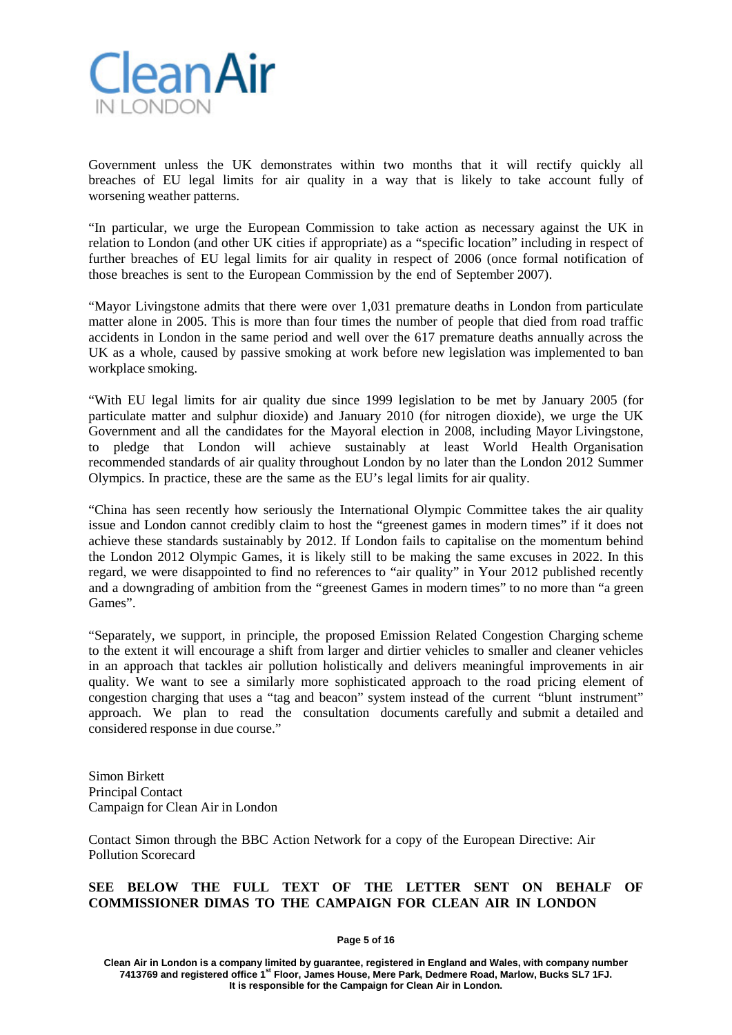Government unless the UK demonstrates within two months that it will rectify quickly all breaches of EU legal limits for air quality in a way that is likely to take account fully of worsening weather patterns.

"In particular, we urge the European Commission to take action as necessary against the UK in relation to London (and other UK cities if appropriate) as a "specific location" including in respect of further breaches of EU legal limits for air quality in respect of 2006 (once formal notification of those breaches is sent to the European Commission by the end of September 2007).

"Mayor Livingstone admits that there were over 1,031 premature deaths in London from particulate matter alone in 2005. This is more than four times the number of people that died from road traffic accidents in London in the same period and well over the 617 premature deaths annually across the UK as a whole, caused by passive smoking at work before new legislation was implemented to ban workplace smoking.

"With EU legal limits for air quality due since 1999 legislation to be met by January 2005 (for particulate matter and sulphur dioxide) and January 2010 (for nitrogen dioxide), we urge the UK Government and all the candidates for the Mayoral election in 2008, including Mayor Livingstone, to pledge that London will achieve sustainably at least World Health Organisation recommended standards of air quality throughout London by no later than the London 2012 Summer Olympics. In practice, these are the same as the EU's legal limits for air quality.

"China has seen recently how seriously the International Olympic Committee takes the air quality issue and London cannot credibly claim to host the "greenest games in modern times" if it does not achieve these standards sustainably by 2012. If London fails to capitalise on the momentum behind the London 2012 Olympic Games, it is likely still to be making the same excuses in 2022. In this regard, we were disappointed to find no references to "air quality" in Your 2012 published recently and a downgrading of ambition from the "greenest Games in modern times" to no more than "a green Games".

"Separately, we support, in principle, the proposed Emission Related Congestion Charging scheme to the extent it will encourage a shift from larger and dirtier vehicles to smaller and cleaner vehicles in an approach that tackles air pollution holistically and delivers meaningful improvements in air quality. We want to see a similarly more sophisticated approach to the road pricing element of congestion charging that uses a "tag and beacon" system instead of the current "blunt instrument" approach. We plan to read the consultation documents carefully and submit a detailed and considered response in due course."

Simon Birkett
Principal Contact
Campaign for Clean Air in London

Contact Simon through the BBC Action Network for a copy of the European Directive: Air Pollution Scorecard

**SEE BELOW THE FULL TEXT OF THE LETTER SENT ON BEHALF OF COMMISSIONER DIMAS TO THE CAMPAIGN FOR CLEAN AIR IN LONDON**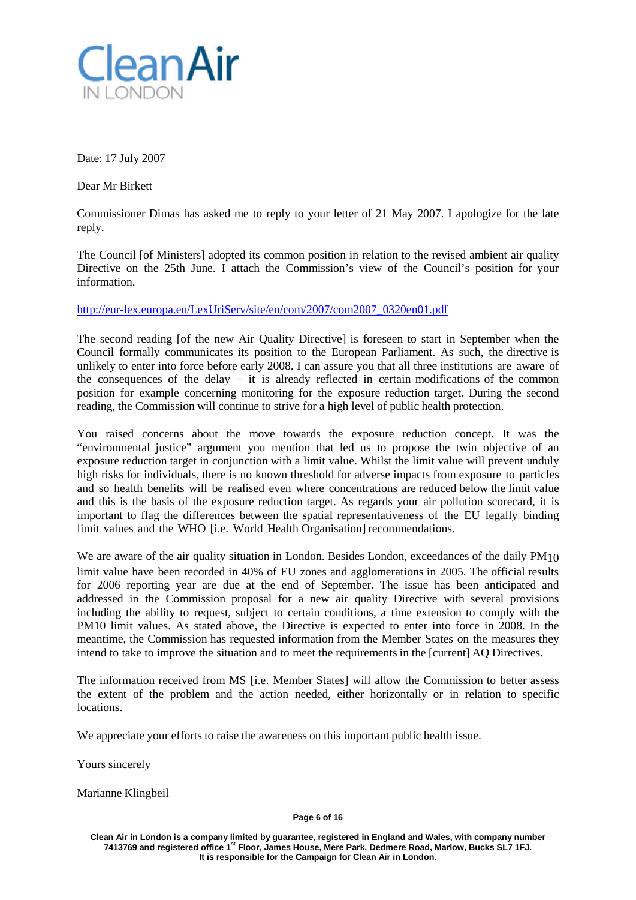Date: 17 July 2007

Dear Mr Birkett

Commissioner Dimas has asked me to reply to your letter of 21 May 2007. I apologize for the late reply.

The Council [of Ministers] adopted its common position in relation to the revised ambient air quality Directive on the 25th June. I attach the Commission's view of the Council's position for your information.

http://eur-lex.europa.eu/LexUriServ/site/en/com/2007/com2007_0320en01.pdf

The second reading [of the new Air Quality Directive] is foreseen to start in September when the Council formally communicates its position to the European Parliament. As such, the directive is unlikely to enter into force before early 2008. I can assure you that all three institutions are aware of the consequences of the delay – it is already reflected in certain modifications of the common position for example concerning monitoring for the exposure reduction target. During the second reading, the Commission will continue to strive for a high level of public health protection.

You raised concerns about the move towards the exposure reduction concept. It was the "environmental justice" argument you mention that led us to propose the twin objective of an exposure reduction target in conjunction with a limit value. Whilst the limit value will prevent unduly high risks for individuals, there is no known threshold for adverse impacts from exposure to particles and so health benefits will be realised even where concentrations are reduced below the limit value and this is the basis of the exposure reduction target. As regards your air pollution scorecard, it is important to flag the differences between the spatial representativeness of the EU legally binding limit values and the WHO [i.e. World Health Organisation] recommendations.

We are aware of the air quality situation in London. Besides London, exceedances of the daily $PM_{10}$ limit value have been recorded in 40% of EU zones and agglomerations in 2005. The official results for 2006 reporting year are due at the end of September. The issue has been anticipated and addressed in the Commission proposal for a new air quality Directive with several provisions including the ability to request, subject to certain conditions, a time extension to comply with the PM10 limit values. As stated above, the Directive is expected to enter into force in 2008. In the meantime, the Commission has requested information from the Member States on the measures they intend to take to improve the situation and to meet the requirements in the [current] AQ Directives.

The information received from MS [i.e. Member States] will allow the Commission to better assess the extent of the problem and the action needed, either horizontally or in relation to specific locations.

We appreciate your efforts to raise the awareness on this important public health issue.

Yours sincerely

Marianne Klingbeil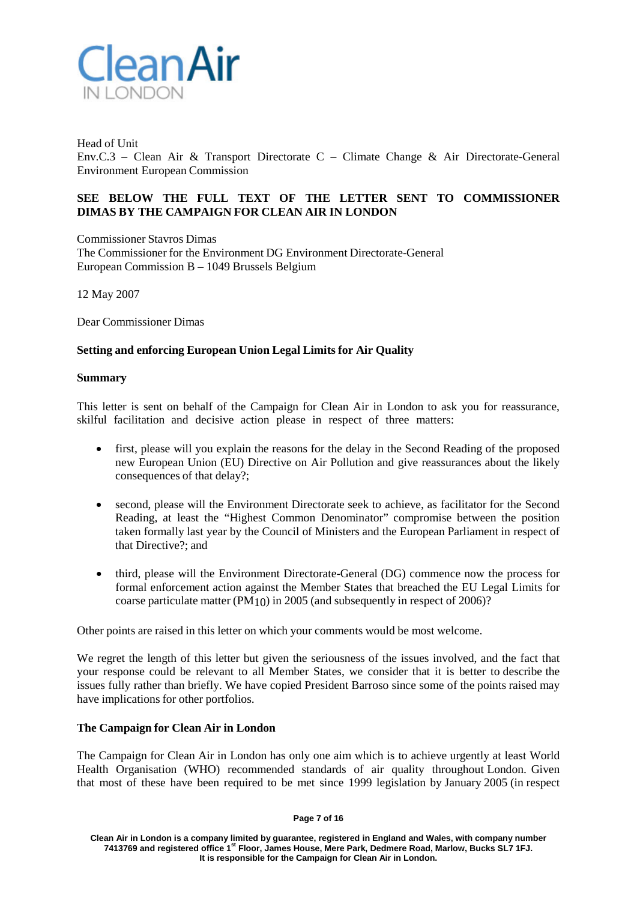Head of Unit
Env.C.3 – Clean Air & Transport Directorate C – Climate Change & Air Directorate-General Environment European Commission

**SEE BELOW THE FULL TEXT OF THE LETTER SENT TO COMMISSIONER DIMAS BY THE CAMPAIGN FOR CLEAN AIR IN LONDON**

Commissioner Stavros Dimas
The Commissioner for the Environment DG Environment Directorate-General
European Commission B – 1049 Brussels Belgium

12 May 2007

Dear Commissioner Dimas

**Setting and enforcing European Union Legal Limits for Air Quality**

**Summary**

This letter is sent on behalf of the Campaign for Clean Air in London to ask you for reassurance, skilful facilitation and decisive action please in respect of three matters:

- first, please will you explain the reasons for the delay in the Second Reading of the proposed new European Union (EU) Directive on Air Pollution and give reassurances about the likely consequences of that delay?;
- second, please will the Environment Directorate seek to achieve, as facilitator for the Second Reading, at least the "Highest Common Denominator" compromise between the position taken formally last year by the Council of Ministers and the European Parliament in respect of that Directive?; and
- third, please will the Environment Directorate-General (DG) commence now the process for formal enforcement action against the Member States that breached the EU Legal Limits for coarse particulate matter ($PM_{10}$) in 2005 (and subsequently in respect of 2006)?

Other points are raised in this letter on which your comments would be most welcome.

We regret the length of this letter but given the seriousness of the issues involved, and the fact that your response could be relevant to all Member States, we consider that it is better to describe the issues fully rather than briefly. We have copied President Barroso since some of the points raised may have implications for other portfolios.

**The Campaign for Clean Air in London**

The Campaign for Clean Air in London has only one aim which is to achieve urgently at least World Health Organisation (WHO) recommended standards of air quality throughout London. Given that most of these have been required to be met since 1999 legislation by January 2005 (in respect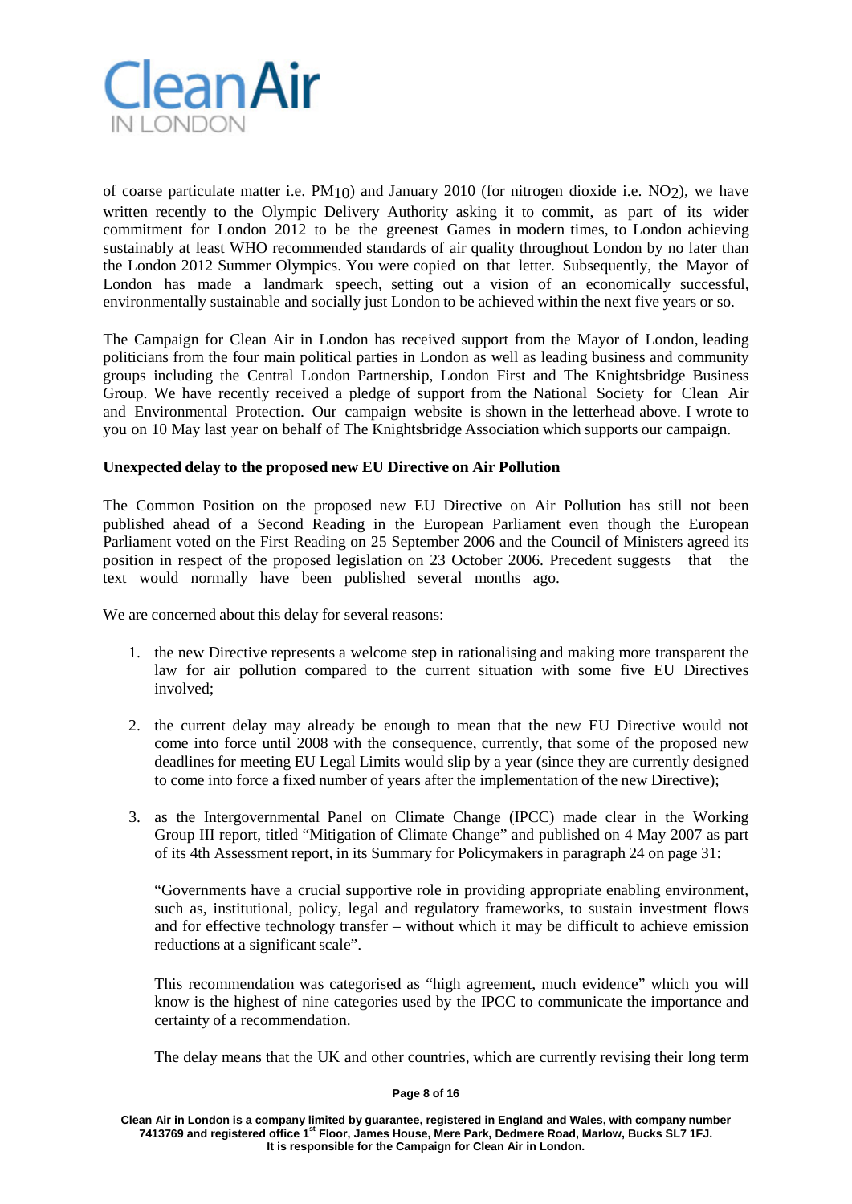of coarse particulate matter i.e. $PM_{10}$) and January 2010 (for nitrogen dioxide i.e. $NO_2$), we have written recently to the Olympic Delivery Authority asking it to commit, as part of its wider commitment for London 2012 to be the greenest Games in modern times, to London achieving sustainably at least WHO recommended standards of air quality throughout London by no later than the London 2012 Summer Olympics. You were copied on that letter. Subsequently, the Mayor of London has made a landmark speech, setting out a vision of an economically successful, environmentally sustainable and socially just London to be achieved within the next five years or so.

The Campaign for Clean Air in London has received support from the Mayor of London, leading politicians from the four main political parties in London as well as leading business and community groups including the Central London Partnership, London First and The Knightsbridge Business Group. We have recently received a pledge of support from the National Society for Clean Air and Environmental Protection. Our campaign website is shown in the letterhead above. I wrote to you on 10 May last year on behalf of The Knightsbridge Association which supports our campaign.

**Unexpected delay to the proposed new EU Directive on Air Pollution**

The Common Position on the proposed new EU Directive on Air Pollution has still not been published ahead of a Second Reading in the European Parliament even though the European Parliament voted on the First Reading on 25 September 2006 and the Council of Ministers agreed its position in respect of the proposed legislation on 23 October 2006. Precedent suggests that the text would normally have been published several months ago.

We are concerned about this delay for several reasons:

1. the new Directive represents a welcome step in rationalising and making more transparent the law for air pollution compared to the current situation with some five EU Directives involved;

2. the current delay may already be enough to mean that the new EU Directive would not come into force until 2008 with the consequence, currently, that some of the proposed new deadlines for meeting EU Legal Limits would slip by a year (since they are currently designed to come into force a fixed number of years after the implementation of the new Directive);

3. as the Intergovernmental Panel on Climate Change (IPCC) made clear in the Working Group III report, titled "Mitigation of Climate Change" and published on 4 May 2007 as part of its 4th Assessment report, in its Summary for Policymakers in paragraph 24 on page 31:

   "Governments have a crucial supportive role in providing appropriate enabling environment, such as, institutional, policy, legal and regulatory frameworks, to sustain investment flows and for effective technology transfer – without which it may be difficult to achieve emission reductions at a significant scale".

   This recommendation was categorised as "high agreement, much evidence" which you will know is the highest of nine categories used by the IPCC to communicate the importance and certainty of a recommendation.

   The delay means that the UK and other countries, which are currently revising their long term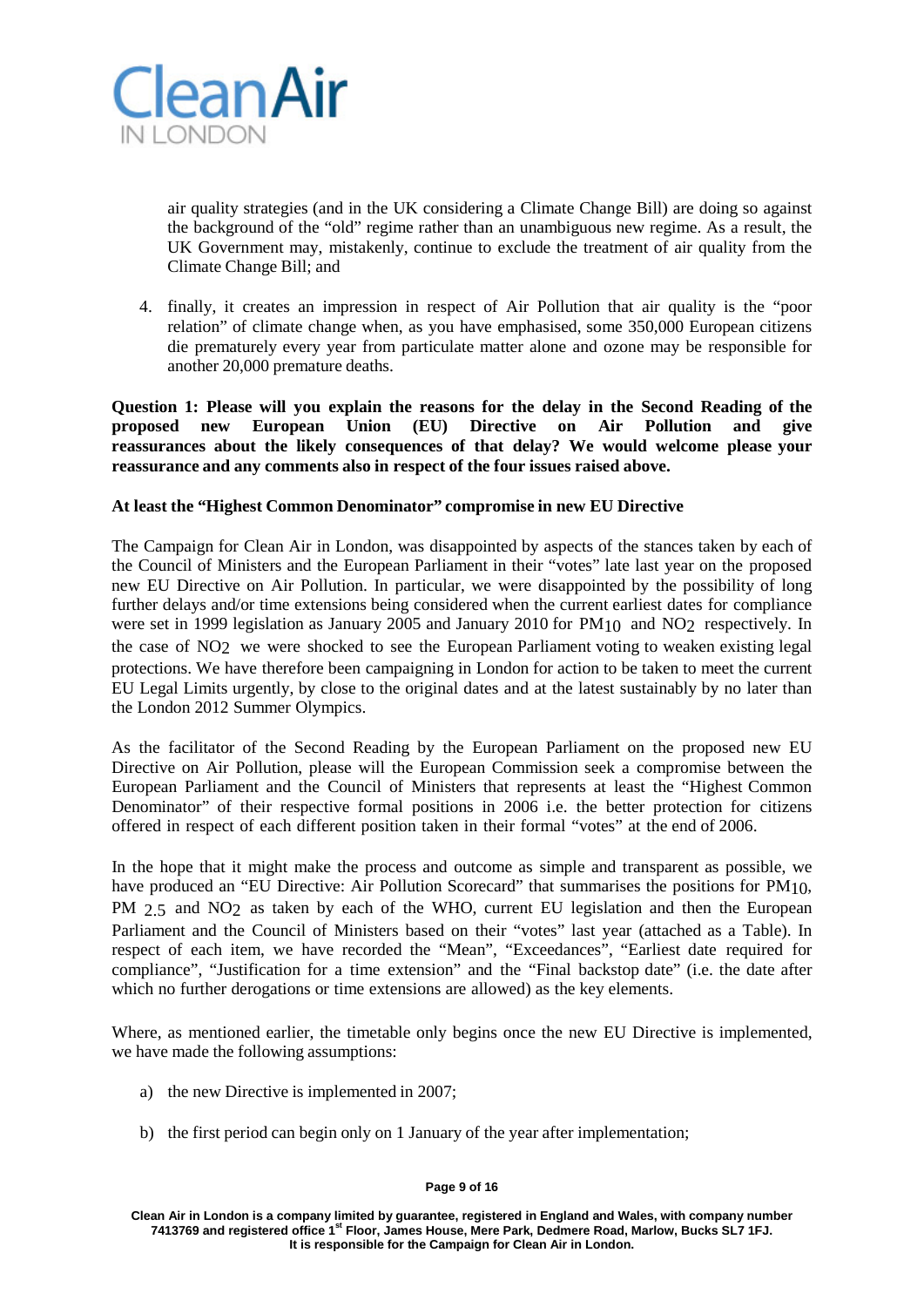air quality strategies (and in the UK considering a Climate Change Bill) are doing so against the background of the "old" regime rather than an unambiguous new regime. As a result, the UK Government may, mistakenly, continue to exclude the treatment of air quality from the Climate Change Bill; and

4. finally, it creates an impression in respect of Air Pollution that air quality is the "poor relation" of climate change when, as you have emphasised, some 350,000 European citizens die prematurely every year from particulate matter alone and ozone may be responsible for another 20,000 premature deaths.

**Question 1: Please will you explain the reasons for the delay in the Second Reading of the proposed new European Union (EU) Directive on Air Pollution and give reassurances about the likely consequences of that delay? We would welcome please your reassurance and any comments also in respect of the four issues raised above.**

**At least the "Highest Common Denominator" compromise in new EU Directive**

The Campaign for Clean Air in London, was disappointed by aspects of the stances taken by each of the Council of Ministers and the European Parliament in their "votes" late last year on the proposed new EU Directive on Air Pollution. In particular, we were disappointed by the possibility of long further delays and/or time extensions being considered when the current earliest dates for compliance were set in 1999 legislation as January 2005 and January 2010 for $PM_{10}$ and $NO_2$ respectively. In the case of $NO_2$ we were shocked to see the European Parliament voting to weaken existing legal protections. We have therefore been campaigning in London for action to be taken to meet the current EU Legal Limits urgently, by close to the original dates and at the latest sustainably by no later than the London 2012 Summer Olympics.

As the facilitator of the Second Reading by the European Parliament on the proposed new EU Directive on Air Pollution, please will the European Commission seek a compromise between the European Parliament and the Council of Ministers that represents at least the "Highest Common Denominator" of their respective formal positions in 2006 i.e. the better protection for citizens offered in respect of each different position taken in their formal "votes" at the end of 2006.

In the hope that it might make the process and outcome as simple and transparent as possible, we have produced an "EU Directive: Air Pollution Scorecard" that summarises the positions for $PM_{10}$, $PM_{2.5}$ and $NO_2$ as taken by each of the WHO, current EU legislation and then the European Parliament and the Council of Ministers based on their "votes" last year (attached as a Table). In respect of each item, we have recorded the "Mean", "Exceedances", "Earliest date required for compliance", "Justification for a time extension" and the "Final backstop date" (i.e. the date after which no further derogations or time extensions are allowed) as the key elements.

Where, as mentioned earlier, the timetable only begins once the new EU Directive is implemented, we have made the following assumptions:

a) the new Directive is implemented in 2007;

b) the first period can begin only on 1 January of the year after implementation;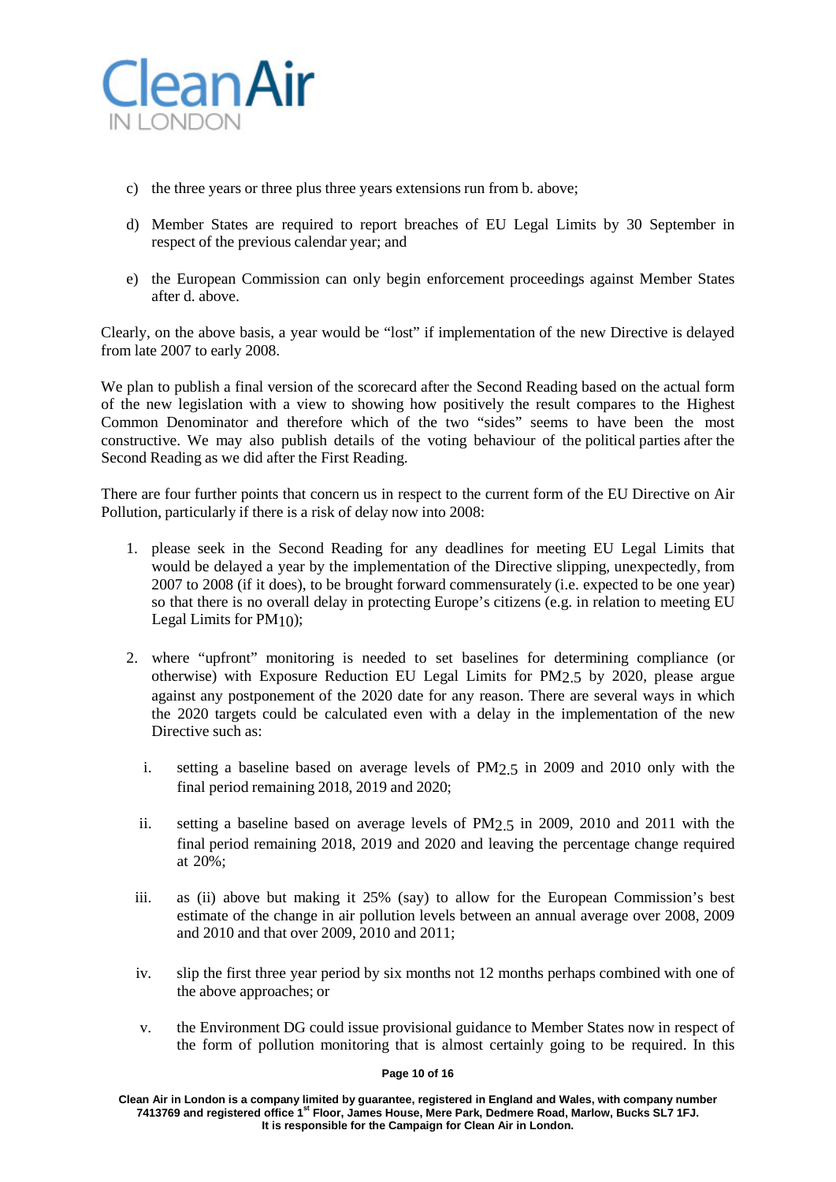c) the three years or three plus three years extensions run from b. above;

d) Member States are required to report breaches of EU Legal Limits by 30 September in respect of the previous calendar year; and

e) the European Commission can only begin enforcement proceedings against Member States after d. above.

Clearly, on the above basis, a year would be "lost" if implementation of the new Directive is delayed from late 2007 to early 2008.

We plan to publish a final version of the scorecard after the Second Reading based on the actual form of the new legislation with a view to showing how positively the result compares to the Highest Common Denominator and therefore which of the two "sides" seems to have been the most constructive. We may also publish details of the voting behaviour of the political parties after the Second Reading as we did after the First Reading.

There are four further points that concern us in respect to the current form of the EU Directive on Air Pollution, particularly if there is a risk of delay now into 2008:

1. please seek in the Second Reading for any deadlines for meeting EU Legal Limits that would be delayed a year by the implementation of the Directive slipping, unexpectedly, from 2007 to 2008 (if it does), to be brought forward commensurately (i.e. expected to be one year) so that there is no overall delay in protecting Europe's citizens (e.g. in relation to meeting EU Legal Limits for $PM_{10}$);

2. where "upfront" monitoring is needed to set baselines for determining compliance (or otherwise) with Exposure Reduction EU Legal Limits for $PM_{2.5}$ by 2020, please argue against any postponement of the 2020 date for any reason. There are several ways in which the 2020 targets could be calculated even with a delay in the implementation of the new Directive such as:

   i. setting a baseline based on average levels of $PM_{2.5}$ in 2009 and 2010 only with the final period remaining 2018, 2019 and 2020;

   ii. setting a baseline based on average levels of $PM_{2.5}$ in 2009, 2010 and 2011 with the final period remaining 2018, 2019 and 2020 and leaving the percentage change required at 20%;

   iii. as (ii) above but making it 25% (say) to allow for the European Commission's best estimate of the change in air pollution levels between an annual average over 2008, 2009 and 2010 and that over 2009, 2010 and 2011;

   iv. slip the first three year period by six months not 12 months perhaps combined with one of the above approaches; or

   v. the Environment DG could issue provisional guidance to Member States now in respect of the form of pollution monitoring that is almost certainly going to be required. In this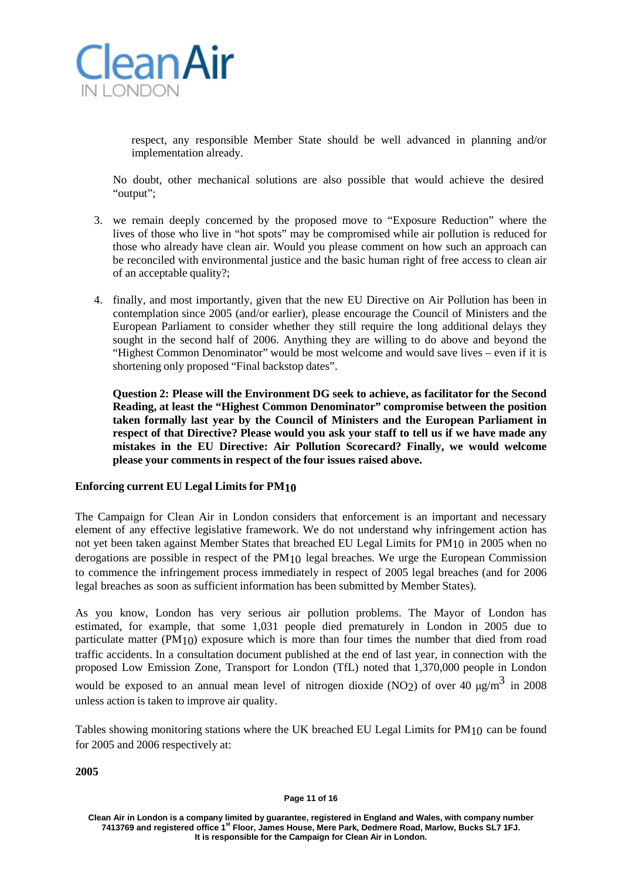respect, any responsible Member State should be well advanced in planning and/or implementation already.

No doubt, other mechanical solutions are also possible that would achieve the desired "output";

3. we remain deeply concerned by the proposed move to "Exposure Reduction" where the lives of those who live in "hot spots" may be compromised while air pollution is reduced for those who already have clean air. Would you please comment on how such an approach can be reconciled with environmental justice and the basic human right of free access to clean air of an acceptable quality?;

4. finally, and most importantly, given that the new EU Directive on Air Pollution has been in contemplation since 2005 (and/or earlier), please encourage the Council of Ministers and the European Parliament to consider whether they still require the long additional delays they sought in the second half of 2006. Anything they are willing to do above and beyond the "Highest Common Denominator" would be most welcome and would save lives – even if it is shortening only proposed "Final backstop dates".

**Question 2: Please will the Environment DG seek to achieve, as facilitator for the Second Reading, at least the "Highest Common Denominator" compromise between the position taken formally last year by the Council of Ministers and the European Parliament in respect of that Directive? Please would you ask your staff to tell us if we have made any mistakes in the EU Directive: Air Pollution Scorecard? Finally, we would welcome please your comments in respect of the four issues raised above.**

**Enforcing current EU Legal Limits for $PM_{10}$**

The Campaign for Clean Air in London considers that enforcement is an important and necessary element of any effective legislative framework. We do not understand why infringement action has not yet been taken against Member States that breached EU Legal Limits for $PM_{10}$ in 2005 when no derogations are possible in respect of the $PM_{10}$ legal breaches. We urge the European Commission to commence the infringement process immediately in respect of 2005 legal breaches (and for 2006 legal breaches as soon as sufficient information has been submitted by Member States).

As you know, London has very serious air pollution problems. The Mayor of London has estimated, for example, that some 1,031 people died prematurely in London in 2005 due to particulate matter ($PM_{10}$) exposure which is more than four times the number that died from road traffic accidents. In a consultation document published at the end of last year, in connection with the proposed Low Emission Zone, Transport for London (TfL) noted that 1,370,000 people in London would be exposed to an annual mean level of nitrogen dioxide ($NO_2$) of over 40 $\mu g/m^3$ in 2008 unless action is taken to improve air quality.

Tables showing monitoring stations where the UK breached EU Legal Limits for $PM_{10}$ can be found for 2005 and 2006 respectively at:

**2005**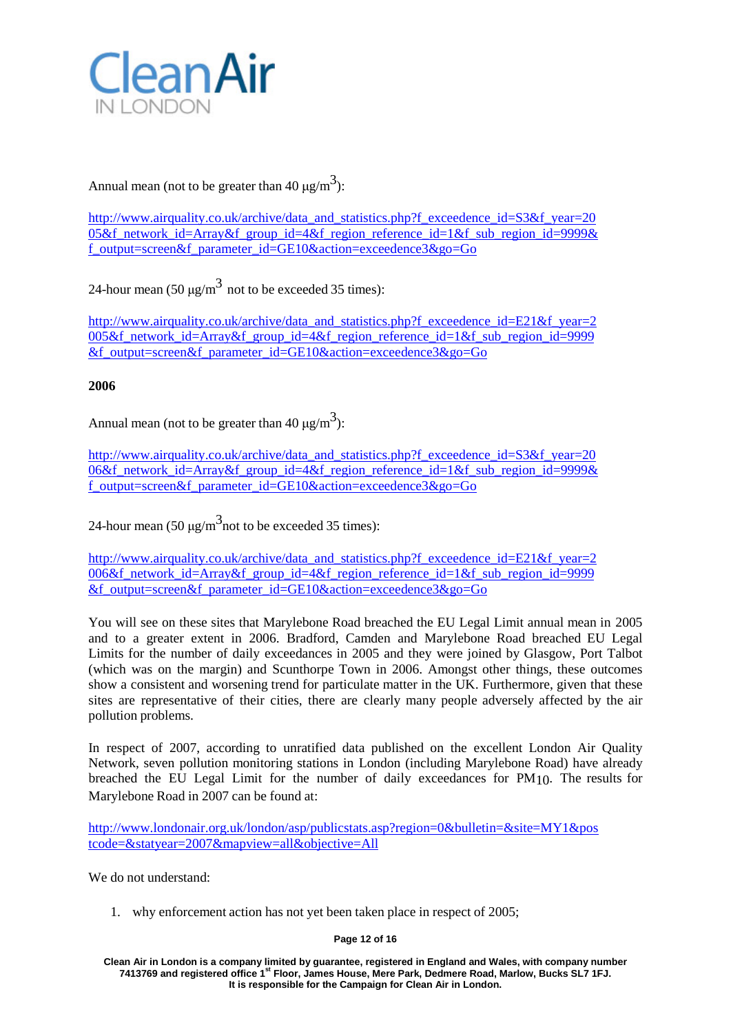Annual mean (not to be greater than 40 μg/m$^3$):

http://www.airquality.co.uk/archive/data_and_statistics.php?f_exceedence_id=S3&f_year=2005&f_network_id=Array&f_group_id=4&f_region_reference_id=1&f_sub_region_id=9999&f_output=screen&f_parameter_id=GE10&action=exceedence3&go=Go

24-hour mean (50 μg/m$^3$ not to be exceeded 35 times):

http://www.airquality.co.uk/archive/data_and_statistics.php?f_exceedence_id=E21&f_year=2005&f_network_id=Array&f_group_id=4&f_region_reference_id=1&f_sub_region_id=9999&f_output=screen&f_parameter_id=GE10&action=exceedence3&go=Go

**2006**

Annual mean (not to be greater than 40 μg/m$^3$):

http://www.airquality.co.uk/archive/data_and_statistics.php?f_exceedence_id=S3&f_year=2006&f_network_id=Array&f_group_id=4&f_region_reference_id=1&f_sub_region_id=9999&f_output=screen&f_parameter_id=GE10&action=exceedence3&go=Go

24-hour mean (50 μg/m$^3$not to be exceeded 35 times):

http://www.airquality.co.uk/archive/data_and_statistics.php?f_exceedence_id=E21&f_year=2006&f_network_id=Array&f_group_id=4&f_region_reference_id=1&f_sub_region_id=9999&f_output=screen&f_parameter_id=GE10&action=exceedence3&go=Go

You will see on these sites that Marylebone Road breached the EU Legal Limit annual mean in 2005 and to a greater extent in 2006. Bradford, Camden and Marylebone Road breached EU Legal Limits for the number of daily exceedances in 2005 and they were joined by Glasgow, Port Talbot (which was on the margin) and Scunthorpe Town in 2006. Amongst other things, these outcomes show a consistent and worsening trend for particulate matter in the UK. Furthermore, given that these sites are representative of their cities, there are clearly many people adversely affected by the air pollution problems.

In respect of 2007, according to unratified data published on the excellent London Air Quality Network, seven pollution monitoring stations in London (including Marylebone Road) have already breached the EU Legal Limit for the number of daily exceedances for $PM_{10}$. The results for Marylebone Road in 2007 can be found at:

http://www.londonair.org.uk/london/asp/publicstats.asp?region=0&bulletin=&site=MY1&postcode=&statyear=2007&mapview=all&objective=All

We do not understand:

1. why enforcement action has not yet been taken place in respect of 2005;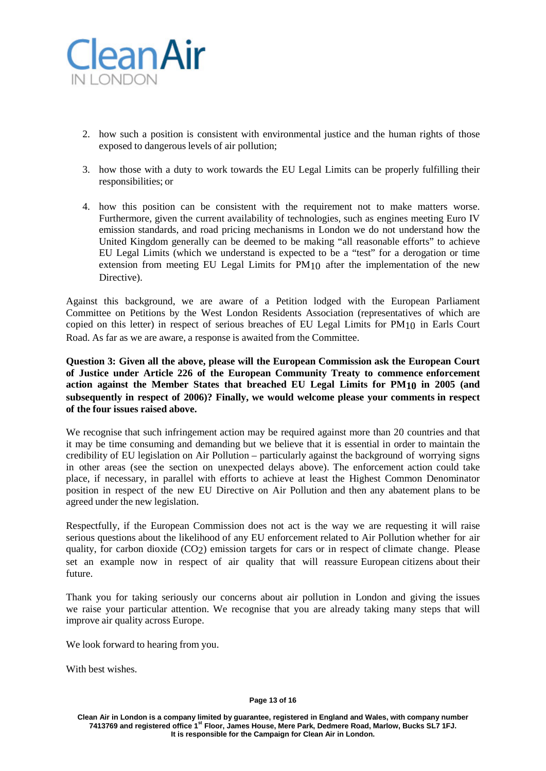2. how such a position is consistent with environmental justice and the human rights of those exposed to dangerous levels of air pollution;

3. how those with a duty to work towards the EU Legal Limits can be properly fulfilling their responsibilities; or

4. how this position can be consistent with the requirement not to make matters worse. Furthermore, given the current availability of technologies, such as engines meeting Euro IV emission standards, and road pricing mechanisms in London we do not understand how the United Kingdom generally can be deemed to be making "all reasonable efforts" to achieve EU Legal Limits (which we understand is expected to be a "test" for a derogation or time extension from meeting EU Legal Limits for $PM_{10}$ after the implementation of the new Directive).

Against this background, we are aware of a Petition lodged with the European Parliament Committee on Petitions by the West London Residents Association (representatives of which are copied on this letter) in respect of serious breaches of EU Legal Limits for $PM_{10}$ in Earls Court Road. As far as we are aware, a response is awaited from the Committee.

**Question 3: Given all the above, please will the European Commission ask the European Court of Justice under Article 226 of the European Community Treaty to commence enforcement action against the Member States that breached EU Legal Limits for $PM_{10}$ in 2005 (and subsequently in respect of 2006)? Finally, we would welcome please your comments in respect of the four issues raised above.**

We recognise that such infringement action may be required against more than 20 countries and that it may be time consuming and demanding but we believe that it is essential in order to maintain the credibility of EU legislation on Air Pollution – particularly against the background of worrying signs in other areas (see the section on unexpected delays above). The enforcement action could take place, if necessary, in parallel with efforts to achieve at least the Highest Common Denominator position in respect of the new EU Directive on Air Pollution and then any abatement plans to be agreed under the new legislation.

Respectfully, if the European Commission does not act is the way we are requesting it will raise serious questions about the likelihood of any EU enforcement related to Air Pollution whether for air quality, for carbon dioxide ($CO_2$) emission targets for cars or in respect of climate change. Please set an example now in respect of air quality that will reassure European citizens about their future.

Thank you for taking seriously our concerns about air pollution in London and giving the issues we raise your particular attention. We recognise that you are already taking many steps that will improve air quality across Europe.

We look forward to hearing from you.

With best wishes.

**Clean Air in London is a company limited by guarantee, registered in England and Wales, with company number 7413769 and registered office 1st Floor, James House, Mere Park, Dedmere Road, Marlow, Bucks SL7 1FJ. It is responsible for the Campaign for Clean Air in London.**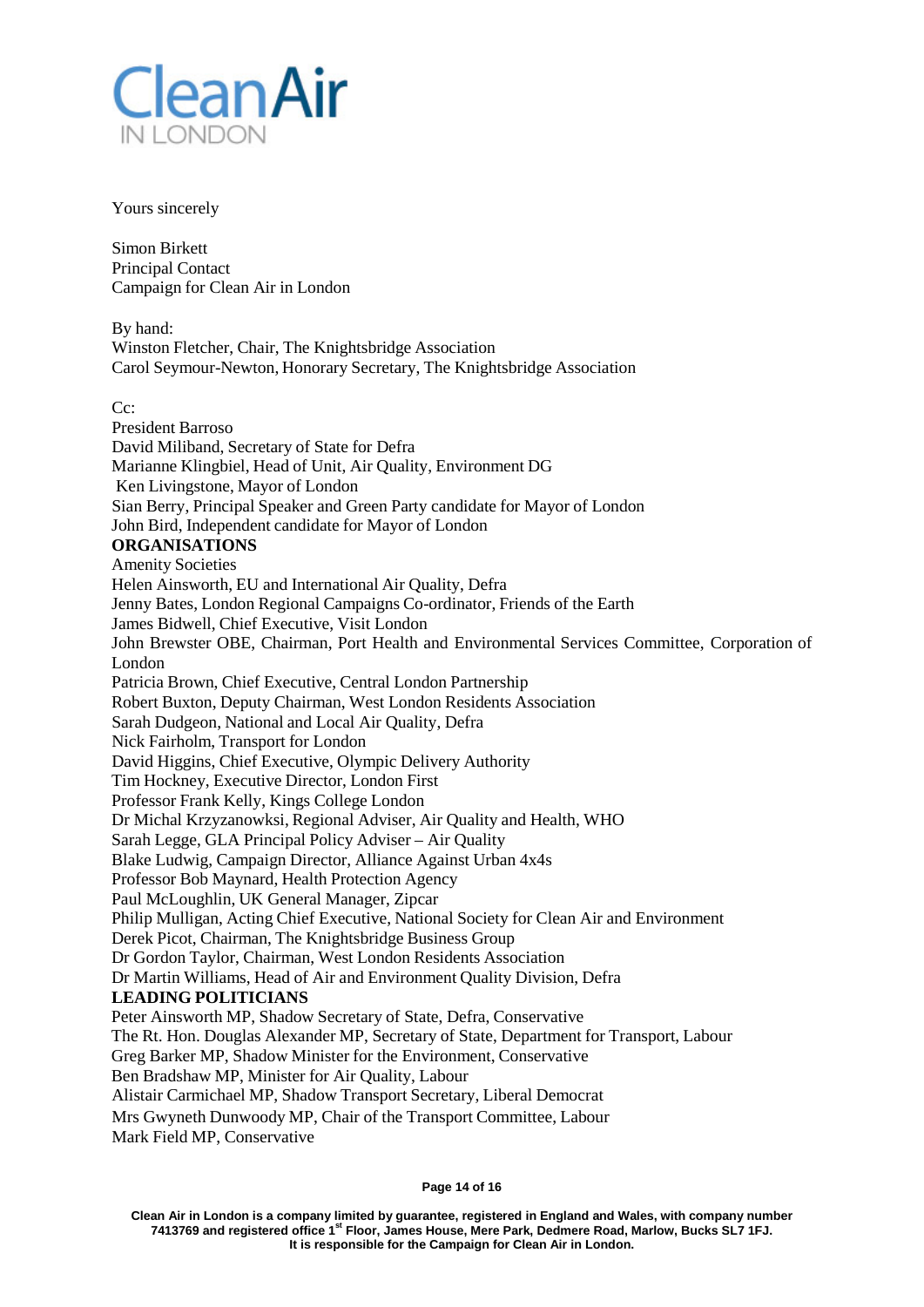Yours sincerely

Simon Birkett
Principal Contact
Campaign for Clean Air in London

By hand:
Winston Fletcher, Chair, The Knightsbridge Association
Carol Seymour-Newton, Honorary Secretary, The Knightsbridge Association

Cc:
President Barroso
David Miliband, Secretary of State for Defra
Marianne Klingbiel, Head of Unit, Air Quality, Environment DG
Ken Livingstone, Mayor of London
Sian Berry, Principal Speaker and Green Party candidate for Mayor of London
John Bird, Independent candidate for Mayor of London

**ORGANISATIONS**

Amenity Societies
Helen Ainsworth, EU and International Air Quality, Defra
Jenny Bates, London Regional Campaigns Co-ordinator, Friends of the Earth
James Bidwell, Chief Executive, Visit London
John Brewster OBE, Chairman, Port Health and Environmental Services Committee, Corporation of London
Patricia Brown, Chief Executive, Central London Partnership
Robert Buxton, Deputy Chairman, West London Residents Association
Sarah Dudgeon, National and Local Air Quality, Defra
Nick Fairholm, Transport for London
David Higgins, Chief Executive, Olympic Delivery Authority
Tim Hockney, Executive Director, London First
Professor Frank Kelly, Kings College London
Dr Michal Krzyzanowksi, Regional Adviser, Air Quality and Health, WHO
Sarah Legge, GLA Principal Policy Adviser – Air Quality
Blake Ludwig, Campaign Director, Alliance Against Urban 4x4s
Professor Bob Maynard, Health Protection Agency
Paul McLoughlin, UK General Manager, Zipcar
Philip Mulligan, Acting Chief Executive, National Society for Clean Air and Environment
Derek Picot, Chairman, The Knightsbridge Business Group
Dr Gordon Taylor, Chairman, West London Residents Association
Dr Martin Williams, Head of Air and Environment Quality Division, Defra

**LEADING POLITICIANS**

Peter Ainsworth MP, Shadow Secretary of State, Defra, Conservative
The Rt. Hon. Douglas Alexander MP, Secretary of State, Department for Transport, Labour
Greg Barker MP, Shadow Minister for the Environment, Conservative
Ben Bradshaw MP, Minister for Air Quality, Labour
Alistair Carmichael MP, Shadow Transport Secretary, Liberal Democrat
Mrs Gwyneth Dunwoody MP, Chair of the Transport Committee, Labour
Mark Field MP, Conservative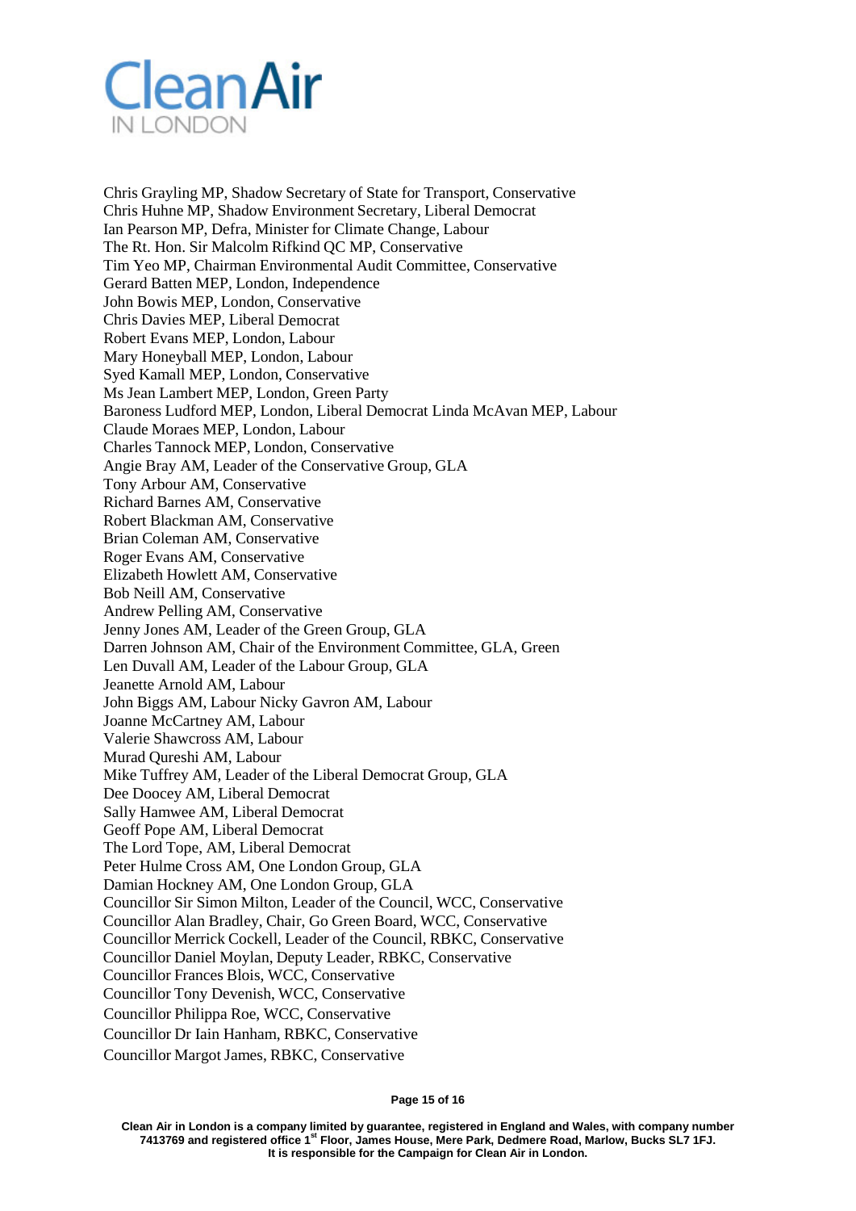Chris Grayling MP, Shadow Secretary of State for Transport, Conservative
Chris Huhne MP, Shadow Environment Secretary, Liberal Democrat
Ian Pearson MP, Defra, Minister for Climate Change, Labour
The Rt. Hon. Sir Malcolm Rifkind QC MP, Conservative
Tim Yeo MP, Chairman Environmental Audit Committee, Conservative
Gerard Batten MEP, London, Independence
John Bowis MEP, London, Conservative
Chris Davies MEP, Liberal Democrat
Robert Evans MEP, London, Labour
Mary Honeyball MEP, London, Labour
Syed Kamall MEP, London, Conservative
Ms Jean Lambert MEP, London, Green Party
Baroness Ludford MEP, London, Liberal Democrat Linda McAvan MEP, Labour
Claude Moraes MEP, London, Labour
Charles Tannock MEP, London, Conservative
Angie Bray AM, Leader of the Conservative Group, GLA
Tony Arbour AM, Conservative
Richard Barnes AM, Conservative
Robert Blackman AM, Conservative
Brian Coleman AM, Conservative
Roger Evans AM, Conservative
Elizabeth Howlett AM, Conservative
Bob Neill AM, Conservative
Andrew Pelling AM, Conservative
Jenny Jones AM, Leader of the Green Group, GLA
Darren Johnson AM, Chair of the Environment Committee, GLA, Green
Len Duvall AM, Leader of the Labour Group, GLA
Jeanette Arnold AM, Labour
John Biggs AM, Labour Nicky Gavron AM, Labour
Joanne McCartney AM, Labour
Valerie Shawcross AM, Labour
Murad Qureshi AM, Labour
Mike Tuffrey AM, Leader of the Liberal Democrat Group, GLA
Dee Doocey AM, Liberal Democrat
Sally Hamwee AM, Liberal Democrat
Geoff Pope AM, Liberal Democrat
The Lord Tope, AM, Liberal Democrat
Peter Hulme Cross AM, One London Group, GLA
Damian Hockney AM, One London Group, GLA
Councillor Sir Simon Milton, Leader of the Council, WCC, Conservative
Councillor Alan Bradley, Chair, Go Green Board, WCC, Conservative
Councillor Merrick Cockell, Leader of the Council, RBKC, Conservative
Councillor Daniel Moylan, Deputy Leader, RBKC, Conservative
Councillor Frances Blois, WCC, Conservative
Councillor Tony Devenish, WCC, Conservative
Councillor Philippa Roe, WCC, Conservative
Councillor Dr Iain Hanham, RBKC, Conservative
Councillor Margot James, RBKC, Conservative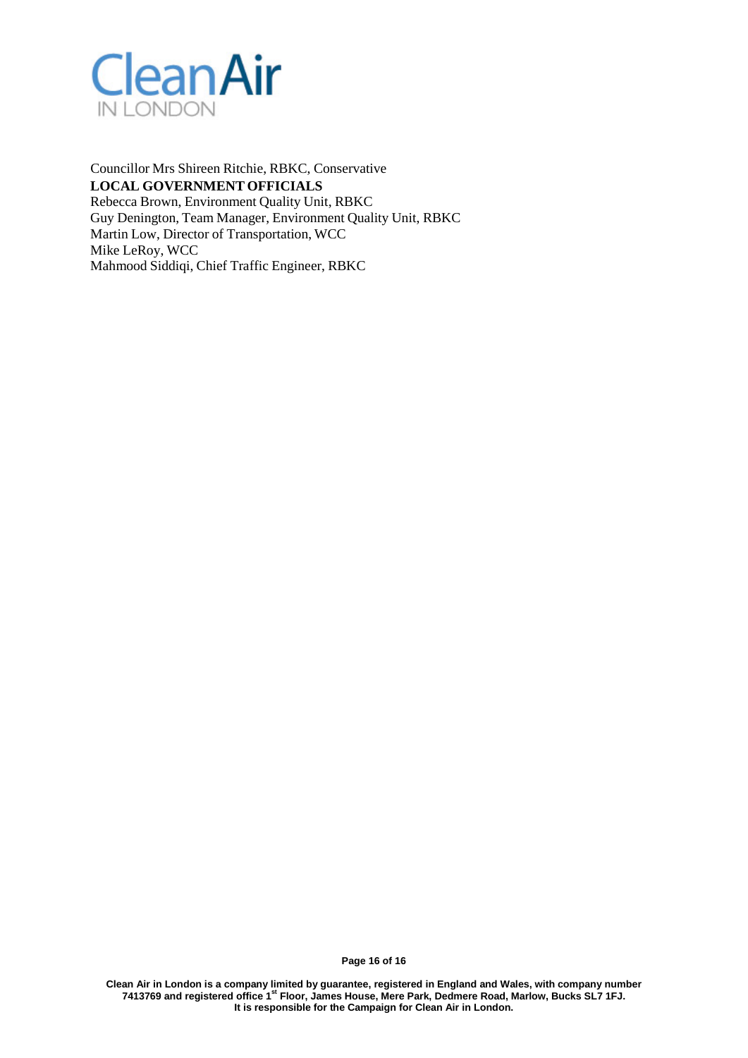Councillor Mrs Shireen Ritchie, RBKC, Conservative

**LOCAL GOVERNMENT OFFICIALS**

Rebecca Brown, Environment Quality Unit, RBKC
Guy Denington, Team Manager, Environment Quality Unit, RBKC
Martin Low, Director of Transportation, WCC
Mike LeRoy, WCC
Mahmood Siddiqi, Chief Traffic Engineer, RBKC